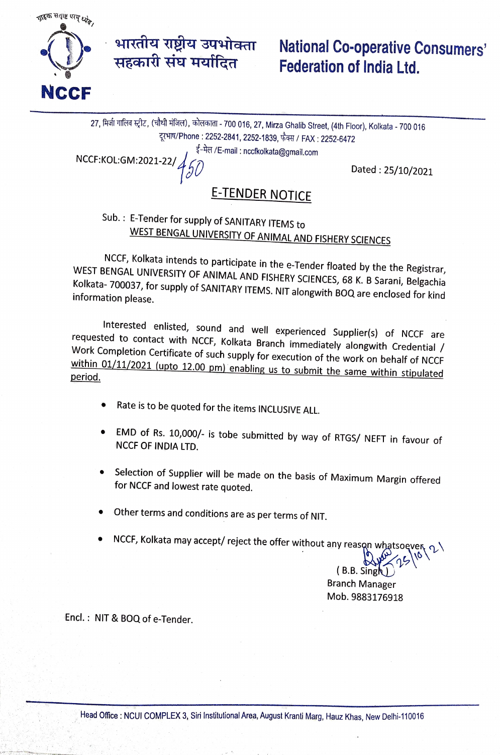ग्राहक सर्वोपरि धर्म,

**NCCF**

**भारतीय राष्ट्रीय उपभोक्ता सहकारी संघ मर्यादित**

**National Co-operative Consumers' Federation of India Ltd.**

27, मिर्जा गालिब स्ट्रीट, (चौथी मंजिल), कोलकाता - 700 016, 27, Mirza Ghalib Street, (4th Floor), Kolkata - 700 016
दूरभाष/Phone : 2252-2841, 2252-1839, फैक्स / FAX : 2252-6472
ई-मेल /E-mail : nccfkolkata@gmail.com

NCCF:KOL:GM:2021-22/450

Dated : 25/10/2021

## E-TENDER NOTICE

Sub. : E-Tender for supply of SANITARY ITEMS to WEST BENGAL UNIVERSITY OF ANIMAL AND FISHERY SCIENCES

NCCF, Kolkata intends to participate in the e-Tender floated by the the Registrar, WEST BENGAL UNIVERSITY OF ANIMAL AND FISHERY SCIENCES, 68 K. B Sarani, Belgachia Kolkata- 700037, for supply of SANITARY ITEMS. NIT alongwith BOQ are enclosed for kind information please.

Interested enlisted, sound and well experienced Supplier(s) of NCCF are requested to contact with NCCF, Kolkata Branch immediately alongwith Credential / Work Completion Certificate of such supply for execution of the work on behalf of NCCF within 01/11/2021 (upto 12.00 pm) enabling us to submit the same within stipulated period.

- Rate is to be quoted for the items INCLUSIVE ALL.
- EMD of Rs. 10,000/- is tobe submitted by way of RTGS/ NEFT in favour of NCCF OF INDIA LTD.
- Selection of Supplier will be made on the basis of Maximum Margin offered for NCCF and lowest rate quoted.
- Other terms and conditions are as per terms of NIT.
- NCCF, Kolkata may accept/ reject the offer without any reason whatsoever.

25/10/21

( B.B. Singh )
Branch Manager
Mob. 9883176918

Encl. : NIT & BOQ of e-Tender.

Head Office : NCUI COMPLEX 3, Siri Institutional Area, August Kranti Marg, Hauz Khas, New Delhi-110016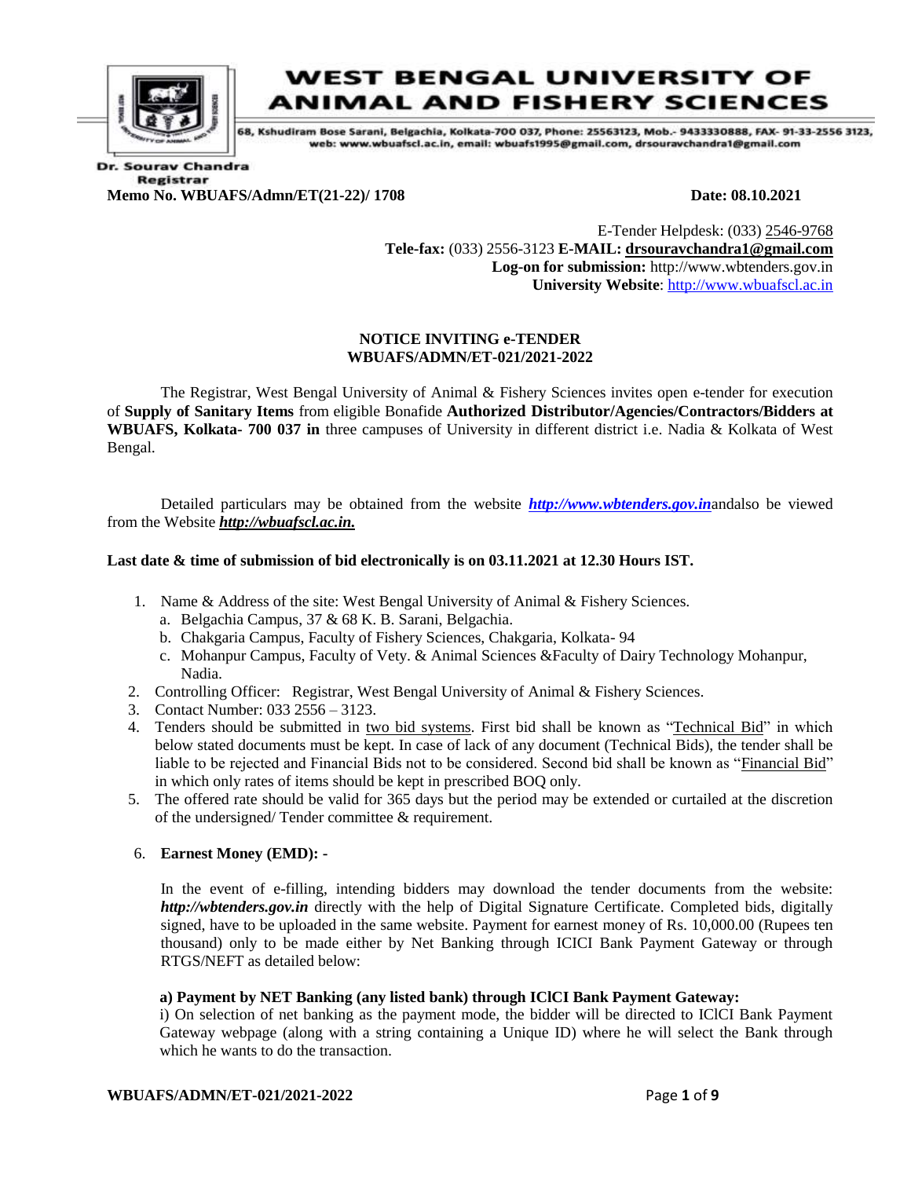# WEST BENGAL UNIVERSITY OF ANIMAL AND FISHERY SCIENCES

68, Kshudiram Bose Sarani, Belgachia, Kolkata-700 037, Phone: 25563123, Mob.- 9433330888, FAX- 91-33-2556 3123, web: www.wbuafscl.ac.in, email: wbuafs1995@gmail.com, drsouravchandra1@gmail.com

**Dr. Sourav Chandra**
**Registrar**

**Memo No. WBUAFS/Admn/ET(21-22)/ 1708** **Date: 08.10.2021**

E-Tender Helpdesk: (033) 2546-9768
**Tele-fax:** (033) 2556-3123 **E-MAIL: drsouravchandra1@gmail.com**
**Log-on for submission:** http://www.wbtenders.gov.in
**University Website**: http://www.wbuafscl.ac.in

## NOTICE INVITING e-TENDER
## WBUAFS/ADMN/ET-021/2021-2022

The Registrar, West Bengal University of Animal & Fishery Sciences invites open e-tender for execution of **Supply of Sanitary Items** from eligible Bonafide **Authorized Distributor/Agencies/Contractors/Bidders at WBUAFS, Kolkata- 700 037 in** three campuses of University in different district i.e. Nadia & Kolkata of West Bengal.

Detailed particulars may be obtained from the website ***http://www.wbtenders.gov.in***andalso be viewed from the Website ***http://wbuafscl.ac.in.***

**Last date & time of submission of bid electronically is on 03.11.2021 at 12.30 Hours IST.**

1. Name & Address of the site: West Bengal University of Animal & Fishery Sciences.
   a. Belgachia Campus, 37 & 68 K. B. Sarani, Belgachia.
   b. Chakgaria Campus, Faculty of Fishery Sciences, Chakgaria, Kolkata- 94
   c. Mohanpur Campus, Faculty of Vety. & Animal Sciences &Faculty of Dairy Technology Mohanpur, Nadia.
2. Controlling Officer: Registrar, West Bengal University of Animal & Fishery Sciences.
3. Contact Number: 033 2556 – 3123.
4. Tenders should be submitted in two bid systems. First bid shall be known as "Technical Bid" in which below stated documents must be kept. In case of lack of any document (Technical Bids), the tender shall be liable to be rejected and Financial Bids not to be considered. Second bid shall be known as "Financial Bid" in which only rates of items should be kept in prescribed BOQ only.
5. The offered rate should be valid for 365 days but the period may be extended or curtailed at the discretion of the undersigned/ Tender committee & requirement.
6. **Earnest Money (EMD): -**

   In the event of e-filling, intending bidders may download the tender documents from the website: ***http://wbtenders.gov.in*** directly with the help of Digital Signature Certificate. Completed bids, digitally signed, have to be uploaded in the same website. Payment for earnest money of Rs. 10,000.00 (Rupees ten thousand) only to be made either by Net Banking through ICICI Bank Payment Gateway or through RTGS/NEFT as detailed below:

   **a) Payment by NET Banking (any listed bank) through IClCI Bank Payment Gateway:**
   i) On selection of net banking as the payment mode, the bidder will be directed to IClCI Bank Payment Gateway webpage (along with a string containing a Unique ID) where he will select the Bank through which he wants to do the transaction.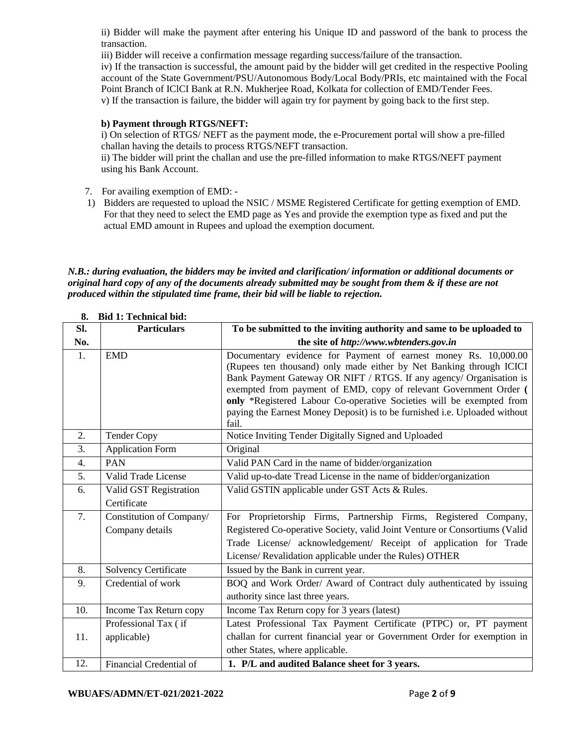ii) Bidder will make the payment after entering his Unique ID and password of the bank to process the transaction.

iii) Bidder will receive a confirmation message regarding success/failure of the transaction.

iv) If the transaction is successful, the amount paid by the bidder will get credited in the respective Pooling account of the State Government/PSU/Autonomous Body/Local Body/PRIs, etc maintained with the Focal Point Branch of IClCI Bank at R.N. Mukherjee Road, Kolkata for collection of EMD/Tender Fees.

v) If the transaction is failure, the bidder will again try for payment by going back to the first step.

**b) Payment through RTGS/NEFT:**

i) On selection of RTGS/ NEFT as the payment mode, the e-Procurement portal will show a pre-filled challan having the details to process RTGS/NEFT transaction.

ii) The bidder will print the challan and use the pre-filled information to make RTGS/NEFT payment using his Bank Account.

7. For availing exemption of EMD: -

1) Bidders are requested to upload the NSIC / MSME Registered Certificate for getting exemption of EMD. For that they need to select the EMD page as Yes and provide the exemption type as fixed and put the actual EMD amount in Rupees and upload the exemption document.

***N.B.: during evaluation, the bidders may be invited and clarification/ information or additional documents or original hard copy of any of the documents already submitted may be sought from them & if these are not produced within the stipulated time frame, their bid will be liable to rejection.***

**8. Bid 1: Technical bid:**

| Sl. No. | Particulars | To be submitted to the inviting authority and same to be uploaded to the site of *http://www.wbtenders.gov.in* |
|---|---|---|
| 1. | EMD | Documentary evidence for Payment of earnest money Rs. 10,000.00 (Rupees ten thousand) only made either by Net Banking through ICICI Bank Payment Gateway OR NIFT / RTGS. If any agency/ Organisation is exempted from payment of EMD, copy of relevant Government Order ( **only** *Registered Labour Co-operative Societies will be exempted from paying the Earnest Money Deposit) is to be furnished i.e. Uploaded without fail. |
| 2. | Tender Copy | Notice Inviting Tender Digitally Signed and Uploaded |
| 3. | Application Form | Original |
| 4. | PAN | Valid PAN Card in the name of bidder/organization |
| 5. | Valid Trade License | Valid up-to-date Tread License in the name of bidder/organization |
| 6. | Valid GST Registration Certificate | Valid GSTIN applicable under GST Acts & Rules. |
| 7. | Constitution of Company/ Company details | For Proprietorship Firms, Partnership Firms, Registered Company, Registered Co-operative Society, valid Joint Venture or Consortiums (Valid Trade License/ acknowledgement/ Receipt of application for Trade License/ Revalidation applicable under the Rules) OTHER |
| 8. | Solvency Certificate | Issued by the Bank in current year. |
| 9. | Credential of work | BOQ and Work Order/ Award of Contract duly authenticated by issuing authority since last three years. |
| 10. | Income Tax Return copy | Income Tax Return copy for 3 years (latest) |
| 11. | Professional Tax ( if applicable) | Latest Professional Tax Payment Certificate (PTPC) or, PT payment challan for current financial year or Government Order for exemption in other States, where applicable. |
| 12. | Financial Credential of | **1. P/L and audited Balance sheet for 3 years.** |

WBUAFS/ADMN/ET-021/2021-2022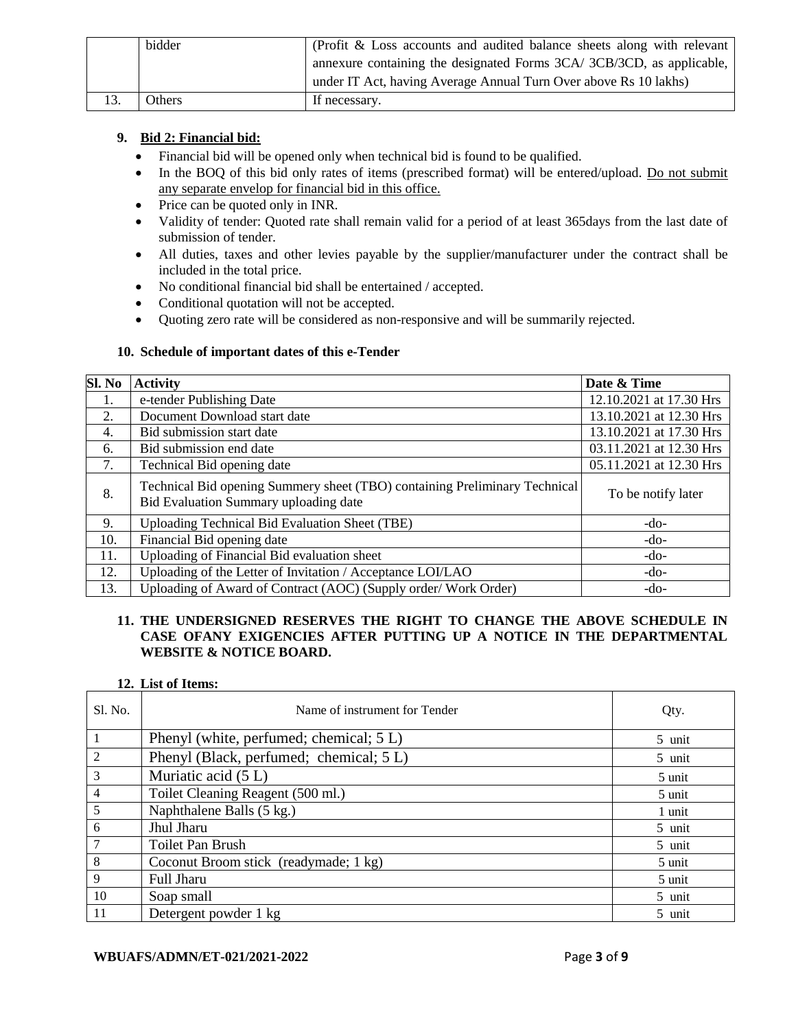|  | bidder | (Profit & Loss accounts and audited balance sheets along with relevant annexure containing the designated Forms 3CA/ 3CB/3CD, as applicable, under IT Act, having Average Annual Turn Over above Rs 10 lakhs) |
|---|---|---|
| 13. | Others | If necessary. |

**9. Bid 2: Financial bid:**

- Financial bid will be opened only when technical bid is found to be qualified.
- In the BOQ of this bid only rates of items (prescribed format) will be entered/upload. Do not submit any separate envelop for financial bid in this office.
- Price can be quoted only in INR.
- Validity of tender: Quoted rate shall remain valid for a period of at least 365days from the last date of submission of tender.
- All duties, taxes and other levies payable by the supplier/manufacturer under the contract shall be included in the total price.
- No conditional financial bid shall be entertained / accepted.
- Conditional quotation will not be accepted.
- Quoting zero rate will be considered as non-responsive and will be summarily rejected.

**10. Schedule of important dates of this e-Tender**

| Sl. No | Activity | Date & Time |
|---|---|---|
| 1. | e-tender Publishing Date | 12.10.2021 at 17.30 Hrs |
| 2. | Document Download start date | 13.10.2021 at 12.30 Hrs |
| 4. | Bid submission start date | 13.10.2021 at 17.30 Hrs |
| 6. | Bid submission end date | 03.11.2021 at 12.30 Hrs |
| 7. | Technical Bid opening date | 05.11.2021 at 12.30 Hrs |
| 8. | Technical Bid opening Summery sheet (TBO) containing Preliminary Technical Bid Evaluation Summary uploading date | To be notify later |
| 9. | Uploading Technical Bid Evaluation Sheet (TBE) | -do- |
| 10. | Financial Bid opening date | -do- |
| 11. | Uploading of Financial Bid evaluation sheet | -do- |
| 12. | Uploading of the Letter of Invitation / Acceptance LOI/LAO | -do- |
| 13. | Uploading of Award of Contract (AOC) (Supply order/ Work Order) | -do- |

**11. THE UNDERSIGNED RESERVES THE RIGHT TO CHANGE THE ABOVE SCHEDULE IN CASE OFANY EXIGENCIES AFTER PUTTING UP A NOTICE IN THE DEPARTMENTAL WEBSITE & NOTICE BOARD.**

**12. List of Items:**

| Sl. No. | Name of instrument for Tender | Qty. |
|---|---|---|
| 1 | Phenyl (white, perfumed; chemical; 5 L) | 5 unit |
| 2 | Phenyl (Black, perfumed; chemical; 5 L) | 5 unit |
| 3 | Muriatic acid (5 L) | 5 unit |
| 4 | Toilet Cleaning Reagent (500 ml.) | 5 unit |
| 5 | Naphthalene Balls (5 kg.) | 1 unit |
| 6 | Jhul Jharu | 5 unit |
| 7 | Toilet Pan Brush | 5 unit |
| 8 | Coconut Broom stick (readymade; 1 kg) | 5 unit |
| 9 | Full Jharu | 5 unit |
| 10 | Soap small | 5 unit |
| 11 | Detergent powder 1 kg | 5 unit |

**WBUAFS/ADMN/ET-021/2021-2022**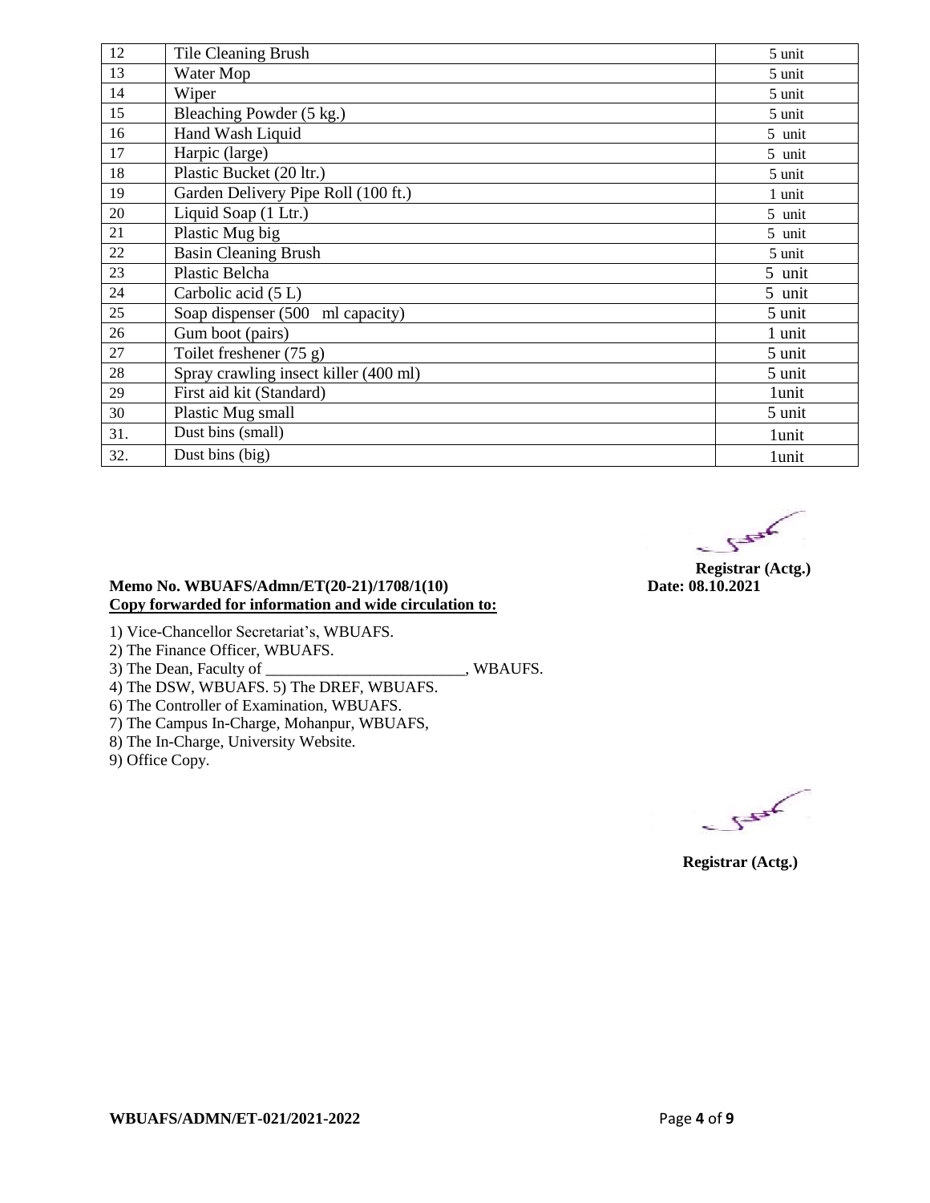| 12 | Tile Cleaning Brush | 5 unit |
|---|---|---|
| 13 | Water Mop | 5 unit |
| 14 | Wiper | 5 unit |
| 15 | Bleaching Powder (5 kg.) | 5 unit |
| 16 | Hand Wash Liquid | 5 unit |
| 17 | Harpic (large) | 5 unit |
| 18 | Plastic Bucket (20 ltr.) | 5 unit |
| 19 | Garden Delivery Pipe Roll (100 ft.) | 1 unit |
| 20 | Liquid Soap (1 Ltr.) | 5 unit |
| 21 | Plastic Mug big | 5 unit |
| 22 | Basin Cleaning Brush | 5 unit |
| 23 | Plastic Belcha | 5 unit |
| 24 | Carbolic acid (5 L) | 5 unit |
| 25 | Soap dispenser (500 ml capacity) | 5 unit |
| 26 | Gum boot (pairs) | 1 unit |
| 27 | Toilet freshener (75 g) | 5 unit |
| 28 | Spray crawling insect killer (400 ml) | 5 unit |
| 29 | First aid kit (Standard) | 1unit |
| 30 | Plastic Mug small | 5 unit |
| 31. | Dust bins (small) | 1unit |
| 32. | Dust bins (big) | 1unit |

**Registrar (Actg.)**

**Memo No. WBUAFS/Admn/ET(20-21)/1708/1(10)** **Date: 08.10.2021**

**Copy forwarded for information and wide circulation to:**

1) Vice-Chancellor Secretariat's, WBUAFS.
2) The Finance Officer, WBUAFS.
3) The Dean, Faculty of _________________________, WBAUFS.
4) The DSW, WBUAFS. 5) The DREF, WBUAFS.
6) The Controller of Examination, WBUAFS.
7) The Campus In-Charge, Mohanpur, WBUAFS,
8) The In-Charge, University Website.
9) Office Copy.

**Registrar (Actg.)**

**WBUAFS/ADMN/ET-021/2021-2022**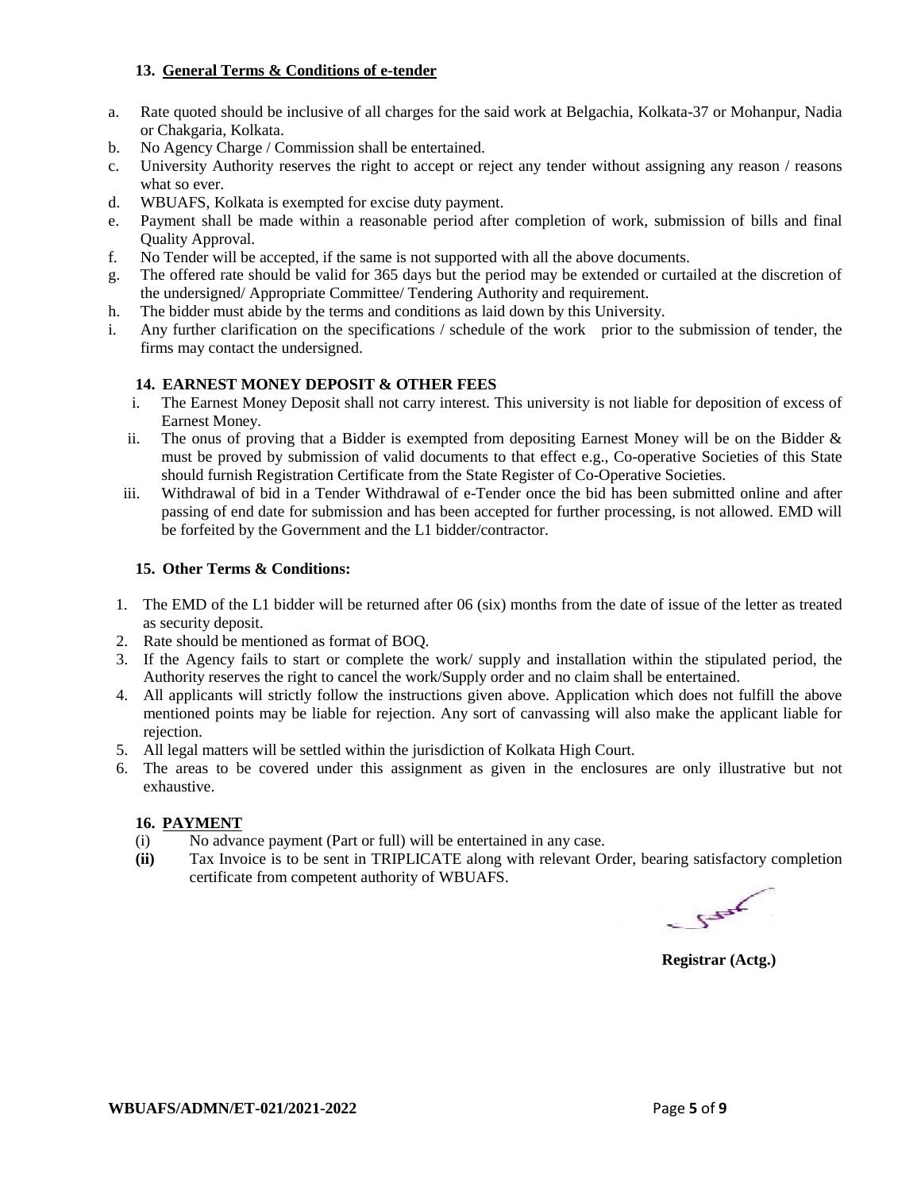### 13. General Terms & Conditions of e-tender

a. Rate quoted should be inclusive of all charges for the said work at Belgachia, Kolkata-37 or Mohanpur, Nadia or Chakgaria, Kolkata.
b. No Agency Charge / Commission shall be entertained.
c. University Authority reserves the right to accept or reject any tender without assigning any reason / reasons what so ever.
d. WBUAFS, Kolkata is exempted for excise duty payment.
e. Payment shall be made within a reasonable period after completion of work, submission of bills and final Quality Approval.
f. No Tender will be accepted, if the same is not supported with all the above documents.
g. The offered rate should be valid for 365 days but the period may be extended or curtailed at the discretion of the undersigned/ Appropriate Committee/ Tendering Authority and requirement.
h. The bidder must abide by the terms and conditions as laid down by this University.
i. Any further clarification on the specifications / schedule of the work prior to the submission of tender, the firms may contact the undersigned.

### 14. EARNEST MONEY DEPOSIT & OTHER FEES

i. The Earnest Money Deposit shall not carry interest. This university is not liable for deposition of excess of Earnest Money.
ii. The onus of proving that a Bidder is exempted from depositing Earnest Money will be on the Bidder & must be proved by submission of valid documents to that effect e.g., Co-operative Societies of this State should furnish Registration Certificate from the State Register of Co-Operative Societies.
iii. Withdrawal of bid in a Tender Withdrawal of e-Tender once the bid has been submitted online and after passing of end date for submission and has been accepted for further processing, is not allowed. EMD will be forfeited by the Government and the L1 bidder/contractor.

### 15. Other Terms & Conditions:

1. The EMD of the L1 bidder will be returned after 06 (six) months from the date of issue of the letter as treated as security deposit.
2. Rate should be mentioned as format of BOQ.
3. If the Agency fails to start or complete the work/ supply and installation within the stipulated period, the Authority reserves the right to cancel the work/Supply order and no claim shall be entertained.
4. All applicants will strictly follow the instructions given above. Application which does not fulfill the above mentioned points may be liable for rejection. Any sort of canvassing will also make the applicant liable for rejection.
5. All legal matters will be settled within the jurisdiction of Kolkata High Court.
6. The areas to be covered under this assignment as given in the enclosures are only illustrative but not exhaustive.

### 16. PAYMENT

(i) No advance payment (Part or full) will be entertained in any case.
**(ii)** Tax Invoice is to be sent in TRIPLICATE along with relevant Order, bearing satisfactory completion certificate from competent authority of WBUAFS.

**Registrar (Actg.)**

**WBUAFS/ADMN/ET-021/2021-2022**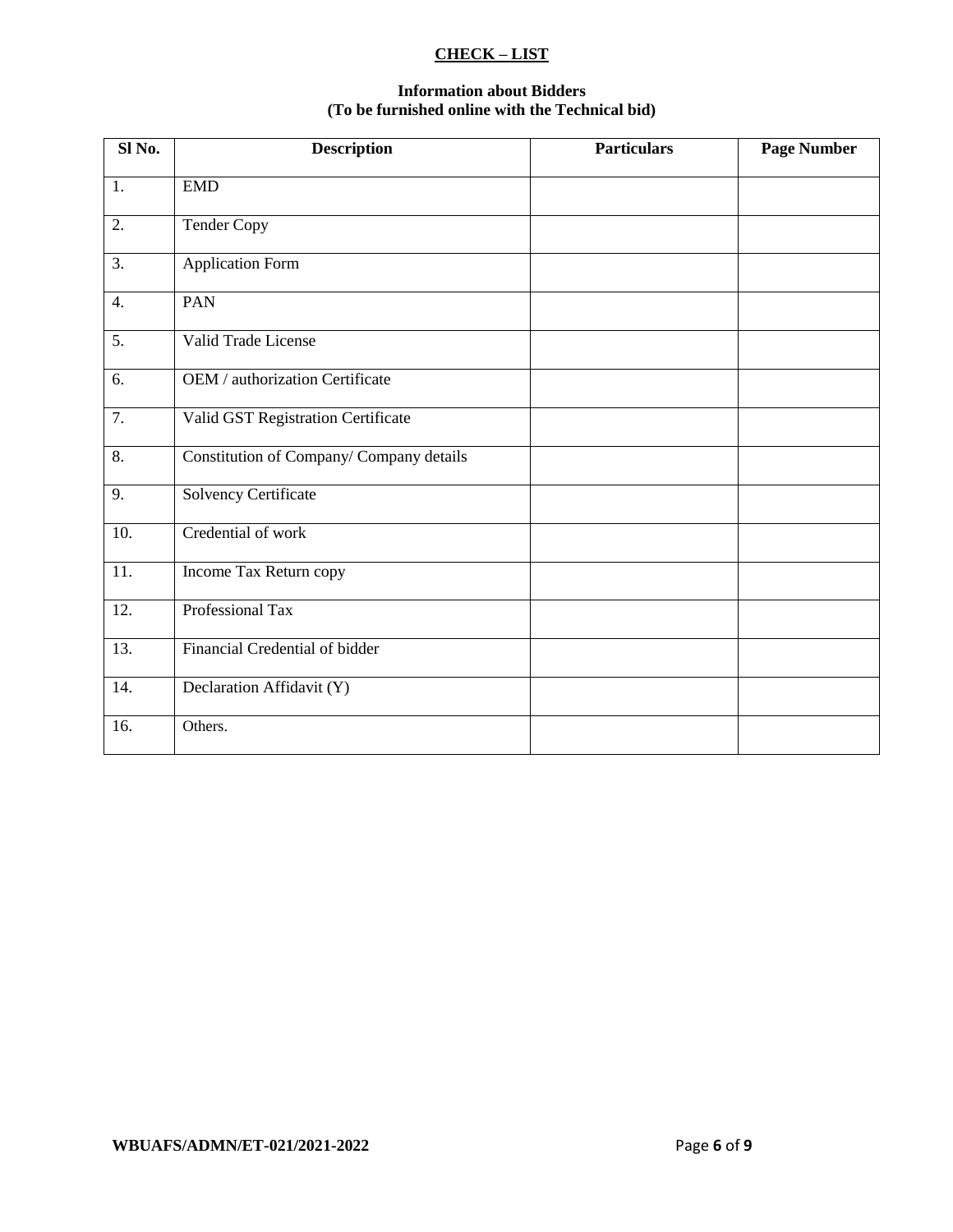**CHECK – LIST**

**Information about Bidders**
**(To be furnished online with the Technical bid)**

| Sl No. | Description | Particulars | Page Number |
|---|---|---|---|
| 1. | EMD | | |
| 2. | Tender Copy | | |
| 3. | Application Form | | |
| 4. | PAN | | |
| 5. | Valid Trade License | | |
| 6. | OEM / authorization Certificate | | |
| 7. | Valid GST Registration Certificate | | |
| 8. | Constitution of Company/ Company details | | |
| 9. | Solvency Certificate | | |
| 10. | Credential of work | | |
| 11. | Income Tax Return copy | | |
| 12. | Professional Tax | | |
| 13. | Financial Credential of bidder | | |
| 14. | Declaration Affidavit (Y) | | |
| 16. | Others. | | |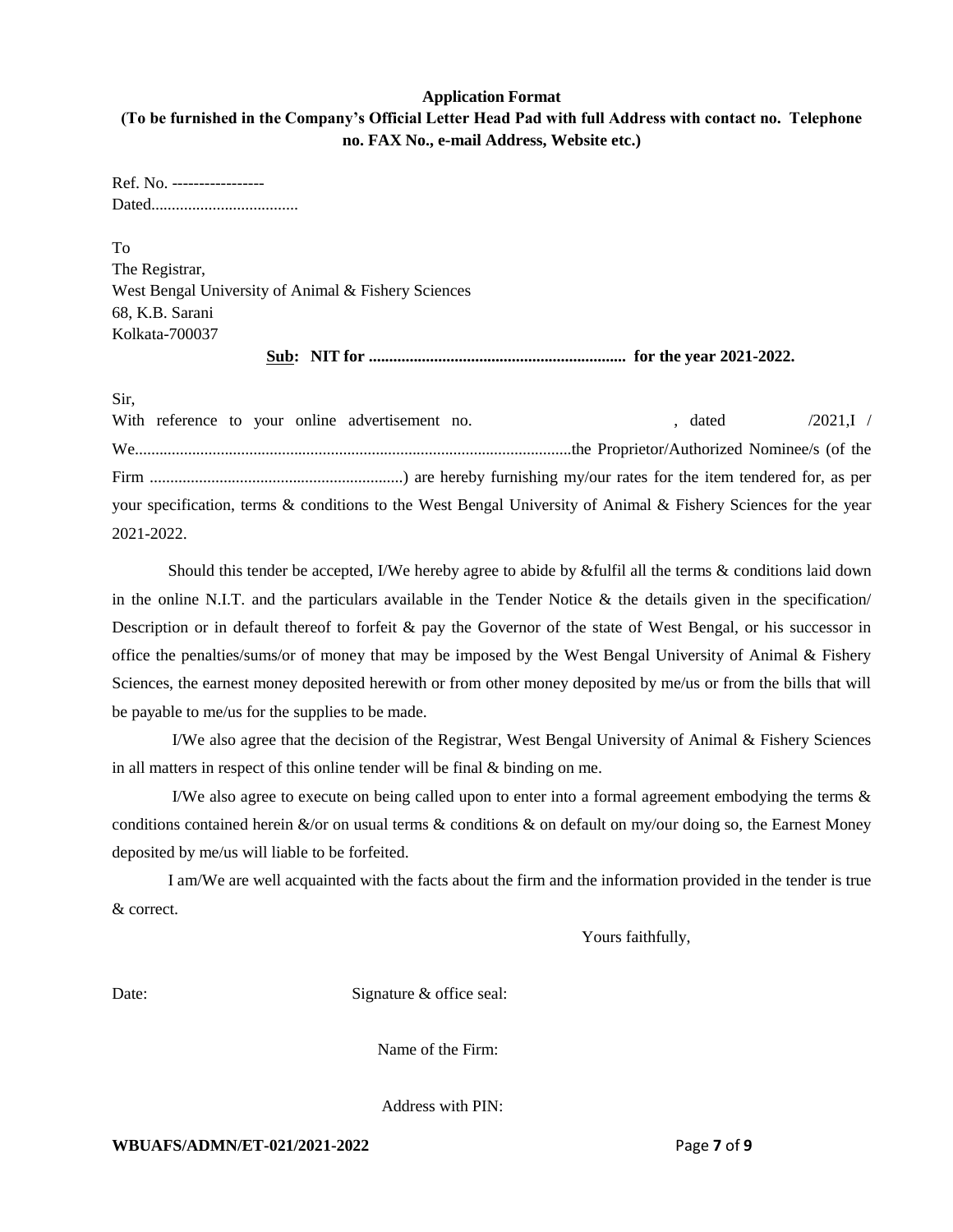**Application Format**

**(To be furnished in the Company's Official Letter Head Pad with full Address with contact no. Telephone no. FAX No., e-mail Address, Website etc.)**

Ref. No. -----------------
Dated....................................

To
The Registrar,
West Bengal University of Animal & Fishery Sciences
68, K.B. Sarani
Kolkata-700037

**Sub: NIT for .............................................................. for the year 2021-2022.**

Sir,

With reference to your online advertisement no. , dated /2021,I / We..........................................................................................................the Proprietor/Authorized Nominee/s (of the Firm ..............................................................) are hereby furnishing my/our rates for the item tendered for, as per your specification, terms & conditions to the West Bengal University of Animal & Fishery Sciences for the year 2021-2022.

Should this tender be accepted, I/We hereby agree to abide by &fulfil all the terms & conditions laid down in the online N.I.T. and the particulars available in the Tender Notice & the details given in the specification/ Description or in default thereof to forfeit & pay the Governor of the state of West Bengal, or his successor in office the penalties/sums/or of money that may be imposed by the West Bengal University of Animal & Fishery Sciences, the earnest money deposited herewith or from other money deposited by me/us or from the bills that will be payable to me/us for the supplies to be made.

I/We also agree that the decision of the Registrar, West Bengal University of Animal & Fishery Sciences in all matters in respect of this online tender will be final & binding on me.

I/We also agree to execute on being called upon to enter into a formal agreement embodying the terms & conditions contained herein &/or on usual terms & conditions & on default on my/our doing so, the Earnest Money deposited by me/us will liable to be forfeited.

I am/We are well acquainted with the facts about the firm and the information provided in the tender is true & correct.

Yours faithfully,

Date: Signature & office seal:

Name of the Firm:

Address with PIN:

**WBUAFS/ADMN/ET-021/2021-2022**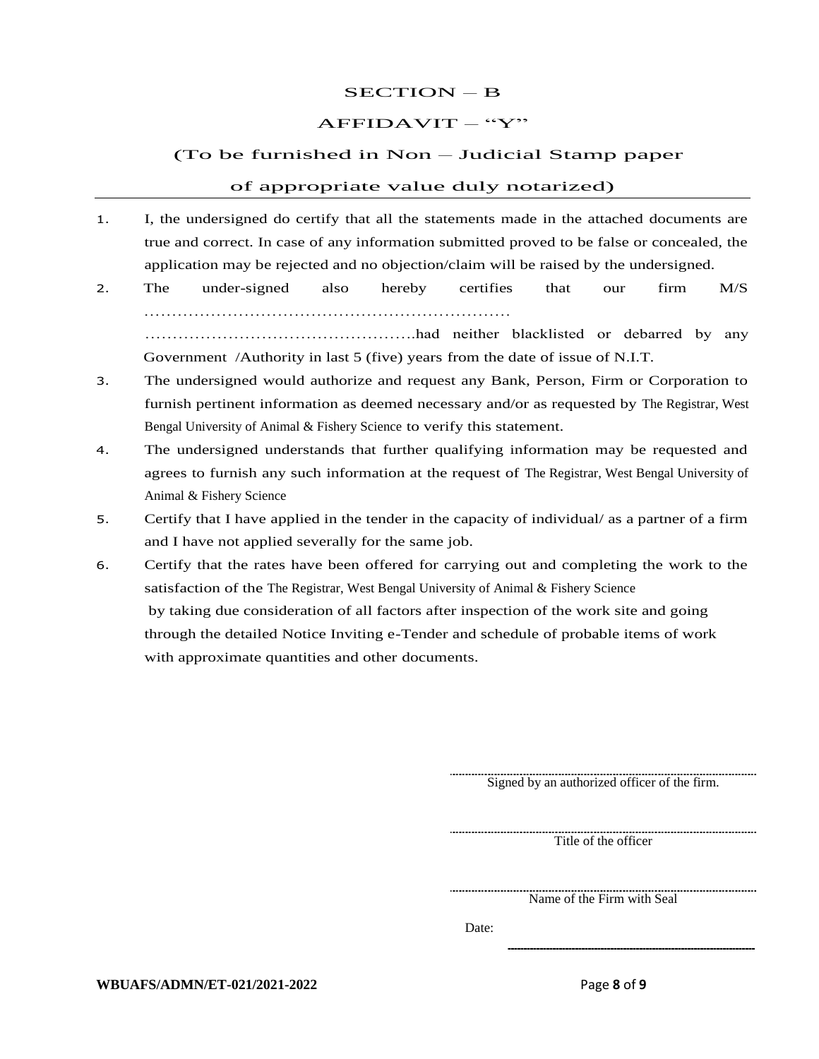# SECTION – B

## AFFIDAVIT – "Y"

### (To be furnished in Non – Judicial Stamp paper of appropriate value duly notarized)

1. I, the undersigned do certify that all the statements made in the attached documents are true and correct. In case of any information submitted proved to be false or concealed, the application may be rejected and no objection/claim will be raised by the undersigned.
2. The under-signed also hereby certifies that our firm M/S ………………………………………………………… ………………………………………….had neither blacklisted or debarred by any Government /Authority in last 5 (five) years from the date of issue of N.I.T.
3. The undersigned would authorize and request any Bank, Person, Firm or Corporation to furnish pertinent information as deemed necessary and/or as requested by The Registrar, West Bengal University of Animal & Fishery Science to verify this statement.
4. The undersigned understands that further qualifying information may be requested and agrees to furnish any such information at the request of The Registrar, West Bengal University of Animal & Fishery Science
5. Certify that I have applied in the tender in the capacity of individual/ as a partner of a firm and I have not applied severally for the same job.
6. Certify that the rates have been offered for carrying out and completing the work to the satisfaction of the The Registrar, West Bengal University of Animal & Fishery Science by taking due consideration of all factors after inspection of the work site and going through the detailed Notice Inviting e-Tender and schedule of probable items of work with approximate quantities and other documents.

..........................................................................
Signed by an authorized officer of the firm.

..........................................................................
Title of the officer

..........................................................................
Name of the Firm with Seal

Date: ------------------------------------------------

**WBUAFS/ADMN/ET-021/2021-2022**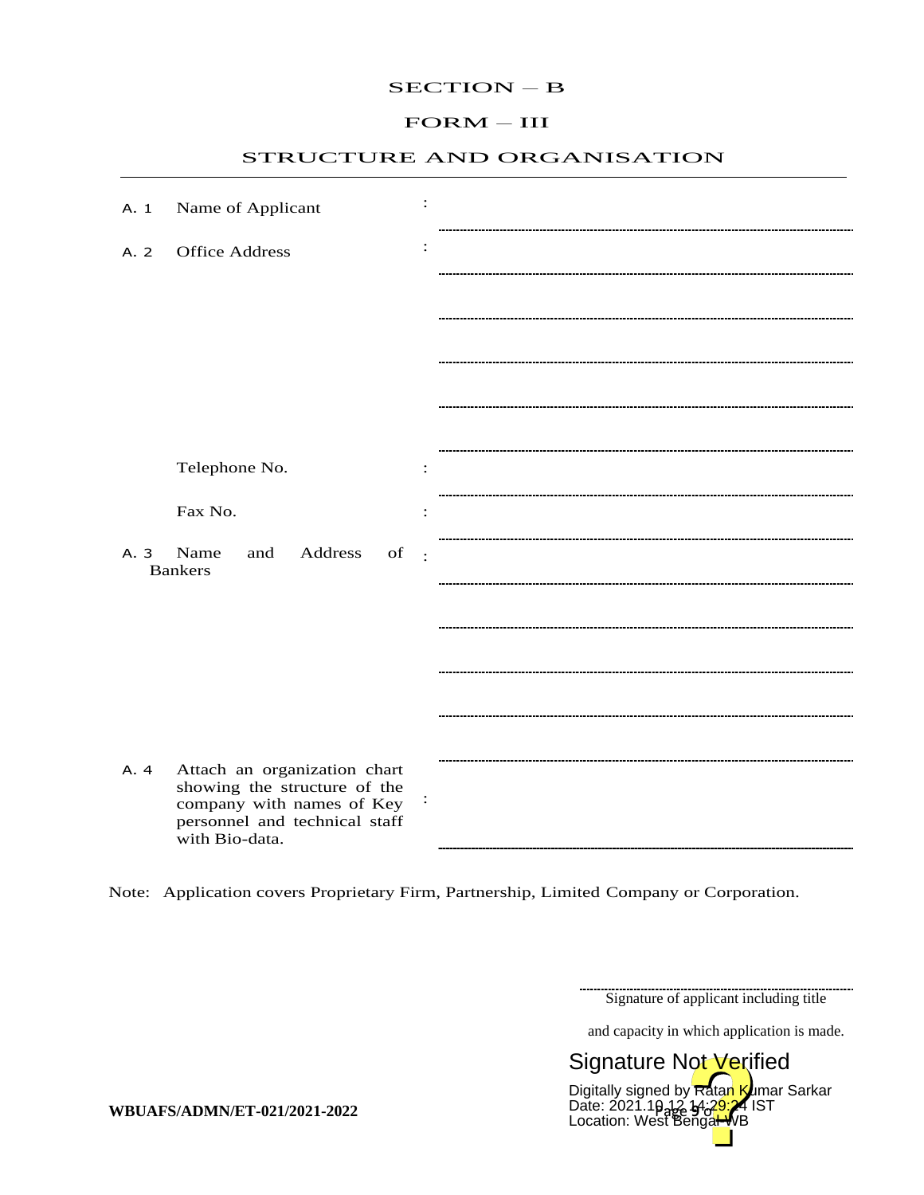# SECTION – B

## FORM – III

## STRUCTURE AND ORGANISATION

| | | | |
|---|---|---|---|
| A. 1 | Name of Applicant | : | ................................................ |
| A. 2 | Office Address | : | ................................................ |
| | | | ................................................ |
| | | | ................................................ |
| | | | ................................................ |
| | | | ................................................ |
| | Telephone No. | : | ................................................ |
| | Fax No. | : | ................................................ |
| A. 3 | Name and Address of Bankers | : | ................................................ |
| | | | ................................................ |
| | | | ................................................ |
| | | | ................................................ |
| | | | ................................................ |
| A. 4 | Attach an organization chart showing the structure of the company with names of Key personnel and technical staff with Bio-data. | : | ................................................ |

Note: Application covers Proprietary Firm, Partnership, Limited Company or Corporation.

................................................
Signature of applicant including title

and capacity in which application is made.

Signature Not Verified

Digitally signed by Ratan Kumar Sarkar
Date: 2021.10.12 14:29:24 IST
Location: West Bengal-WB

WBUAFS/ADMN/ET-021/2021-2022